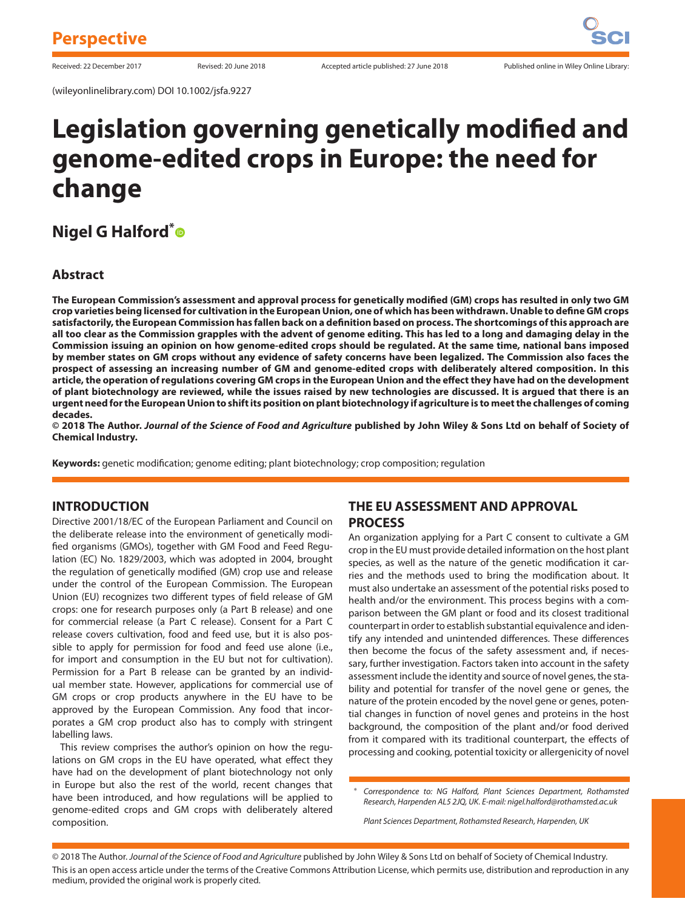Perspective

Received: 22 December 2017 Revised: 20 June 2018 Accepted article published: 27 June 2018 Published online in Wiley Online Library:

(wileyonlinelibrary.com) DOI 10.1002/jsfa.9227

# Legislation governing genetically modified and genome-edited crops in Europe: the need for change

## Nigel G Halford*

## Abstract

**The European Commission's assessment and approval process for genetically modified (GM) crops has resulted in only two GM crop varieties being licensed for cultivation in the European Union, one of which has been withdrawn. Unable to define GM crops satisfactorily, the European Commission has fallen back on a definition based on process. The shortcomings of this approach are all too clear as the Commission grapples with the advent of genome editing. This has led to a long and damaging delay in the Commission issuing an opinion on how genome-edited crops should be regulated. At the same time, national bans imposed by member states on GM crops without any evidence of safety concerns have been legalized. The Commission also faces the prospect of assessing an increasing number of GM and genome-edited crops with deliberately altered composition. In this article, the operation of regulations covering GM crops in the European Union and the effect they have had on the development of plant biotechnology are reviewed, while the issues raised by new technologies are discussed. It is argued that there is an urgent need for the European Union to shift its position on plant biotechnology if agriculture is to meet the challenges of coming decades.**

**© 2018 The Author. *Journal of the Science of Food and Agriculture* published by John Wiley & Sons Ltd on behalf of Society of Chemical Industry.**

**Keywords:** genetic modification; genome editing; plant biotechnology; crop composition; regulation

## INTRODUCTION

Directive 2001/18/EC of the European Parliament and Council on the deliberate release into the environment of genetically modified organisms (GMOs), together with GM Food and Feed Regulation (EC) No. 1829/2003, which was adopted in 2004, brought the regulation of genetically modified (GM) crop use and release under the control of the European Commission. The European Union (EU) recognizes two different types of field release of GM crops: one for research purposes only (a Part B release) and one for commercial release (a Part C release). Consent for a Part C release covers cultivation, food and feed use, but it is also possible to apply for permission for food and feed use alone (i.e., for import and consumption in the EU but not for cultivation). Permission for a Part B release can be granted by an individual member state. However, applications for commercial use of GM crops or crop products anywhere in the EU have to be approved by the European Commission. Any food that incorporates a GM crop product also has to comply with stringent labelling laws.

This review comprises the author's opinion on how the regulations on GM crops in the EU have operated, what effect they have had on the development of plant biotechnology not only in Europe but also the rest of the world, recent changes that have been introduced, and how regulations will be applied to genome-edited crops and GM crops with deliberately altered composition.

## THE EU ASSESSMENT AND APPROVAL PROCESS

An organization applying for a Part C consent to cultivate a GM crop in the EU must provide detailed information on the host plant species, as well as the nature of the genetic modification it carries and the methods used to bring the modification about. It must also undertake an assessment of the potential risks posed to health and/or the environment. This process begins with a comparison between the GM plant or food and its closest traditional counterpart in order to establish substantial equivalence and identify any intended and unintended differences. These differences then become the focus of the safety assessment and, if necessary, further investigation. Factors taken into account in the safety assessment include the identity and source of novel genes, the stability and potential for transfer of the novel gene or genes, the nature of the protein encoded by the novel gene or genes, potential changes in function of novel genes and proteins in the host background, the composition of the plant and/or food derived from it compared with its traditional counterpart, the effects of processing and cooking, potential toxicity or allergenicity of novel

\* Correspondence to: NG Halford, Plant Sciences Department, Rothamsted Research, Harpenden AL5 2JQ, UK. E-mail: nigel.halford@rothamsted.ac.uk

Plant Sciences Department, Rothamsted Research, Harpenden, UK

© 2018 The Author. *Journal of the Science of Food and Agriculture* published by John Wiley & Sons Ltd on behalf of Society of Chemical Industry.
This is an open access article under the terms of the Creative Commons Attribution License, which permits use, distribution and reproduction in any medium, provided the original work is properly cited.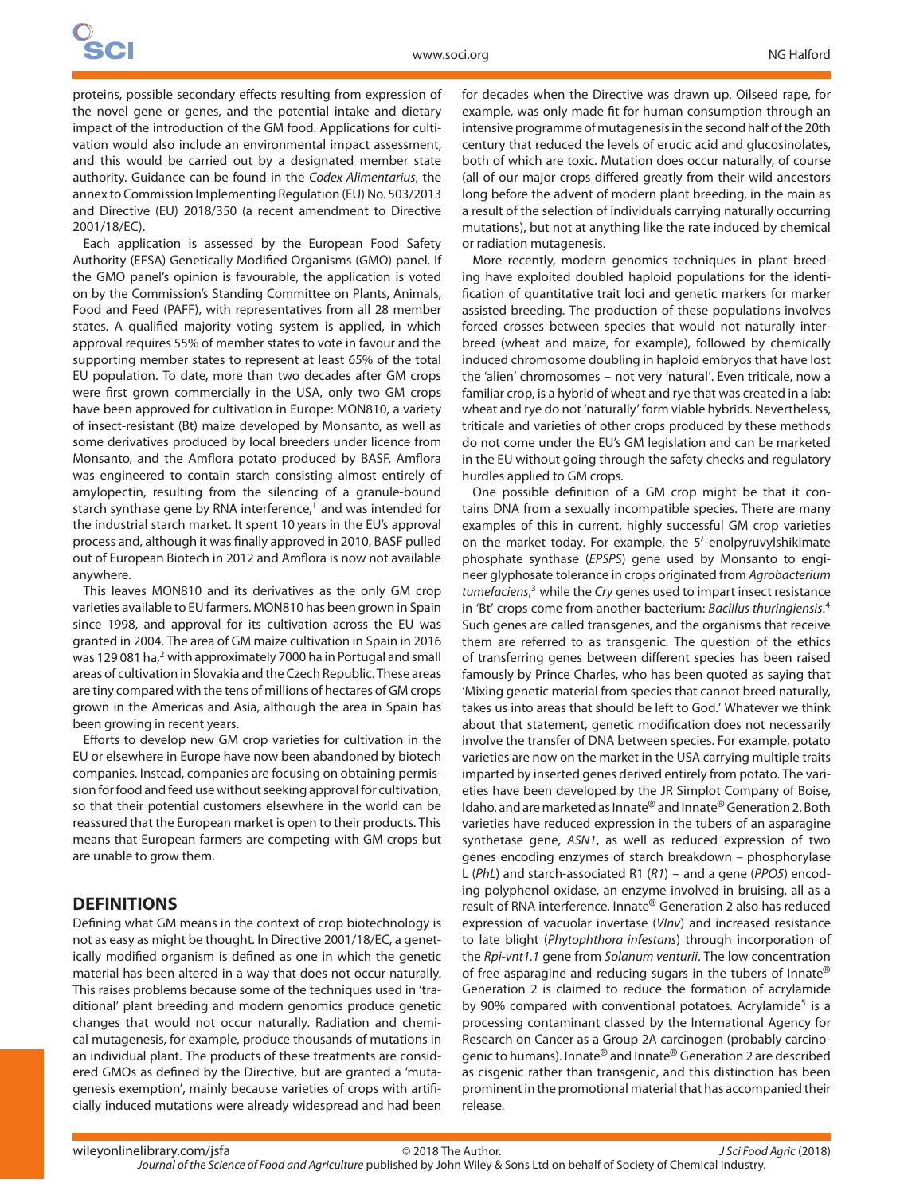proteins, possible secondary effects resulting from expression of the novel gene or genes, and the potential intake and dietary impact of the introduction of the GM food. Applications for cultivation would also include an environmental impact assessment, and this would be carried out by a designated member state authority. Guidance can be found in the *Codex Alimentarius*, the annex to Commission Implementing Regulation (EU) No. 503/2013 and Directive (EU) 2018/350 (a recent amendment to Directive 2001/18/EC).

Each application is assessed by the European Food Safety Authority (EFSA) Genetically Modified Organisms (GMO) panel. If the GMO panel's opinion is favourable, the application is voted on by the Commission's Standing Committee on Plants, Animals, Food and Feed (PAFF), with representatives from all 28 member states. A qualified majority voting system is applied, in which approval requires 55% of member states to vote in favour and the supporting member states to represent at least 65% of the total EU population. To date, more than two decades after GM crops were first grown commercially in the USA, only two GM crops have been approved for cultivation in Europe: MON810, a variety of insect-resistant (Bt) maize developed by Monsanto, as well as some derivatives produced by local breeders under licence from Monsanto, and the Amflora potato produced by BASF. Amflora was engineered to contain starch consisting almost entirely of amylopectin, resulting from the silencing of a granule-bound starch synthase gene by RNA interference,[1] and was intended for the industrial starch market. It spent 10 years in the EU's approval process and, although it was finally approved in 2010, BASF pulled out of European Biotech in 2012 and Amflora is now not available anywhere.

This leaves MON810 and its derivatives as the only GM crop varieties available to EU farmers. MON810 has been grown in Spain since 1998, and approval for its cultivation across the EU was granted in 2004. The area of GM maize cultivation in Spain in 2016 was 129 081 ha,[2] with approximately 7000 ha in Portugal and small areas of cultivation in Slovakia and the Czech Republic. These areas are tiny compared with the tens of millions of hectares of GM crops grown in the Americas and Asia, although the area in Spain has been growing in recent years.

Efforts to develop new GM crop varieties for cultivation in the EU or elsewhere in Europe have now been abandoned by biotech companies. Instead, companies are focusing on obtaining permission for food and feed use without seeking approval for cultivation, so that their potential customers elsewhere in the world can be reassured that the European market is open to their products. This means that European farmers are competing with GM crops but are unable to grow them.

## DEFINITIONS

Defining what GM means in the context of crop biotechnology is not as easy as might be thought. In Directive 2001/18/EC, a genetically modified organism is defined as one in which the genetic material has been altered in a way that does not occur naturally. This raises problems because some of the techniques used in 'traditional' plant breeding and modern genomics produce genetic changes that would not occur naturally. Radiation and chemical mutagenesis, for example, produce thousands of mutations in an individual plant. The products of these treatments are considered GMOs as defined by the Directive, but are granted a 'mutagenesis exemption', mainly because varieties of crops with artificially induced mutations were already widespread and had been for decades when the Directive was drawn up. Oilseed rape, for example, was only made fit for human consumption through an intensive programme of mutagenesis in the second half of the 20th century that reduced the levels of erucic acid and glucosinolates, both of which are toxic. Mutation does occur naturally, of course (all of our major crops differed greatly from their wild ancestors long before the advent of modern plant breeding, in the main as a result of the selection of individuals carrying naturally occurring mutations), but not at anything like the rate induced by chemical or radiation mutagenesis.

More recently, modern genomics techniques in plant breeding have exploited doubled haploid populations for the identification of quantitative trait loci and genetic markers for marker assisted breeding. The production of these populations involves forced crosses between species that would not naturally interbreed (wheat and maize, for example), followed by chemically induced chromosome doubling in haploid embryos that have lost the 'alien' chromosomes – not very 'natural'. Even triticale, now a familiar crop, is a hybrid of wheat and rye that was created in a lab: wheat and rye do not 'naturally' form viable hybrids. Nevertheless, triticale and varieties of other crops produced by these methods do not come under the EU's GM legislation and can be marketed in the EU without going through the safety checks and regulatory hurdles applied to GM crops.

One possible definition of a GM crop might be that it contains DNA from a sexually incompatible species. There are many examples of this in current, highly successful GM crop varieties on the market today. For example, the 5′-enolpyruvylshikimate phosphate synthase (*EPSPS*) gene used by Monsanto to engineer glyphosate tolerance in crops originated from *Agrobacterium tumefaciens*,[3] while the *Cry* genes used to impart insect resistance in 'Bt' crops come from another bacterium: *Bacillus thuringiensis*.[4] Such genes are called transgenes, and the organisms that receive them are referred to as transgenic. The question of the ethics of transferring genes between different species has been raised famously by Prince Charles, who has been quoted as saying that 'Mixing genetic material from species that cannot breed naturally, takes us into areas that should be left to God.' Whatever we think about that statement, genetic modification does not necessarily involve the transfer of DNA between species. For example, potato varieties are now on the market in the USA carrying multiple traits imparted by inserted genes derived entirely from potato. The varieties have been developed by the JR Simplot Company of Boise, Idaho, and are marketed as Innate® and Innate® Generation 2. Both varieties have reduced expression in the tubers of an asparagine synthetase gene, *ASN1*, as well as reduced expression of two genes encoding enzymes of starch breakdown – phosphorylase L (*PhL*) and starch-associated R1 (*R1*) – and a gene (*PPO5*) encoding polyphenol oxidase, an enzyme involved in bruising, all as a result of RNA interference. Innate® Generation 2 also has reduced expression of vacuolar invertase (*VInv*) and increased resistance to late blight (*Phytophthora infestans*) through incorporation of the *Rpi-vnt1.1* gene from *Solanum venturii*. The low concentration of free asparagine and reducing sugars in the tubers of Innate® Generation 2 is claimed to reduce the formation of acrylamide by 90% compared with conventional potatoes. Acrylamide[5] is a processing contaminant classed by the International Agency for Research on Cancer as a Group 2A carcinogen (probably carcinogenic to humans). Innate® and Innate® Generation 2 are described as cisgenic rather than transgenic, and this distinction has been prominent in the promotional material that has accompanied their release.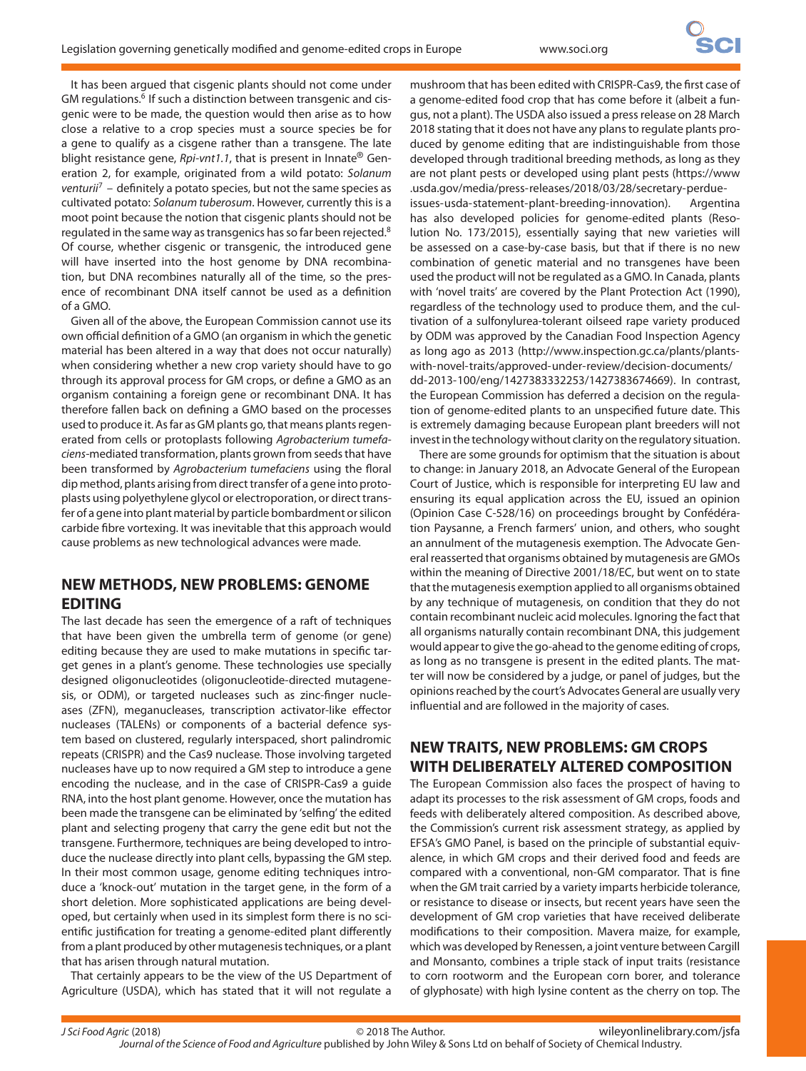It has been argued that cisgenic plants should not come under GM regulations.[6] If such a distinction between transgenic and cisgenic were to be made, the question would then arise as to how close a relative to a crop species must a source species be for a gene to qualify as a cisgene rather than a transgene. The late blight resistance gene, *Rpi-vnt1.1*, that is present in Innate® Generation 2, for example, originated from a wild potato: *Solanum venturii*[7] – definitely a potato species, but not the same species as cultivated potato: *Solanum tuberosum*. However, currently this is a moot point because the notion that cisgenic plants should not be regulated in the same way as transgenics has so far been rejected.[8] Of course, whether cisgenic or transgenic, the introduced gene will have inserted into the host genome by DNA recombination, but DNA recombines naturally all of the time, so the presence of recombinant DNA itself cannot be used as a definition of a GMO.

Given all of the above, the European Commission cannot use its own official definition of a GMO (an organism in which the genetic material has been altered in a way that does not occur naturally) when considering whether a new crop variety should have to go through its approval process for GM crops, or define a GMO as an organism containing a foreign gene or recombinant DNA. It has therefore fallen back on defining a GMO based on the processes used to produce it. As far as GM plants go, that means plants regenerated from cells or protoplasts following *Agrobacterium tumefaciens*-mediated transformation, plants grown from seeds that have been transformed by *Agrobacterium tumefaciens* using the floral dip method, plants arising from direct transfer of a gene into protoplasts using polyethylene glycol or electroporation, or direct transfer of a gene into plant material by particle bombardment or silicon carbide fibre vortexing. It was inevitable that this approach would cause problems as new technological advances were made.

## NEW METHODS, NEW PROBLEMS: GENOME EDITING

The last decade has seen the emergence of a raft of techniques that have been given the umbrella term of genome (or gene) editing because they are used to make mutations in specific target genes in a plant's genome. These technologies use specially designed oligonucleotides (oligonucleotide-directed mutagenesis, or ODM), or targeted nucleases such as zinc-finger nucleases (ZFN), meganucleases, transcription activator-like effector nucleases (TALENs) or components of a bacterial defence system based on clustered, regularly interspaced, short palindromic repeats (CRISPR) and the Cas9 nuclease. Those involving targeted nucleases have up to now required a GM step to introduce a gene encoding the nuclease, and in the case of CRISPR-Cas9 a guide RNA, into the host plant genome. However, once the mutation has been made the transgene can be eliminated by 'selfing' the edited plant and selecting progeny that carry the gene edit but not the transgene. Furthermore, techniques are being developed to introduce the nuclease directly into plant cells, bypassing the GM step. In their most common usage, genome editing techniques introduce a 'knock-out' mutation in the target gene, in the form of a short deletion. More sophisticated applications are being developed, but certainly when used in its simplest form there is no scientific justification for treating a genome-edited plant differently from a plant produced by other mutagenesis techniques, or a plant that has arisen through natural mutation.

That certainly appears to be the view of the US Department of Agriculture (USDA), which has stated that it will not regulate a mushroom that has been edited with CRISPR-Cas9, the first case of a genome-edited food crop that has come before it (albeit a fungus, not a plant). The USDA also issued a press release on 28 March 2018 stating that it does not have any plans to regulate plants produced by genome editing that are indistinguishable from those developed through traditional breeding methods, as long as they are not plant pests or developed using plant pests (https://www.usda.gov/media/press-releases/2018/03/28/secretary-perdue-issues-usda-statement-plant-breeding-innovation). Argentina has also developed policies for genome-edited plants (Resolution No. 173/2015), essentially saying that new varieties will be assessed on a case-by-case basis, but that if there is no new combination of genetic material and no transgenes have been used the product will not be regulated as a GMO. In Canada, plants with 'novel traits' are covered by the Plant Protection Act (1990), regardless of the technology used to produce them, and the cultivation of a sulfonylurea-tolerant oilseed rape variety produced by ODM was approved by the Canadian Food Inspection Agency as long ago as 2013 (http://www.inspection.gc.ca/plants/plants-with-novel-traits/approved-under-review/decision-documents/dd-2013-100/eng/1427383332253/1427383674669). In contrast, the European Commission has deferred a decision on the regulation of genome-edited plants to an unspecified future date. This is extremely damaging because European plant breeders will not invest in the technology without clarity on the regulatory situation.

There are some grounds for optimism that the situation is about to change: in January 2018, an Advocate General of the European Court of Justice, which is responsible for interpreting EU law and ensuring its equal application across the EU, issued an opinion (Opinion Case C-528/16) on proceedings brought by Confédération Paysanne, a French farmers' union, and others, who sought an annulment of the mutagenesis exemption. The Advocate General reasserted that organisms obtained by mutagenesis are GMOs within the meaning of Directive 2001/18/EC, but went on to state that the mutagenesis exemption applied to all organisms obtained by any technique of mutagenesis, on condition that they do not contain recombinant nucleic acid molecules. Ignoring the fact that all organisms naturally contain recombinant DNA, this judgement would appear to give the go-ahead to the genome editing of crops, as long as no transgene is present in the edited plants. The matter will now be considered by a judge, or panel of judges, but the opinions reached by the court's Advocates General are usually very influential and are followed in the majority of cases.

## NEW TRAITS, NEW PROBLEMS: GM CROPS WITH DELIBERATELY ALTERED COMPOSITION

The European Commission also faces the prospect of having to adapt its processes to the risk assessment of GM crops, foods and feeds with deliberately altered composition. As described above, the Commission's current risk assessment strategy, as applied by EFSA's GMO Panel, is based on the principle of substantial equivalence, in which GM crops and their derived food and feeds are compared with a conventional, non-GM comparator. That is fine when the GM trait carried by a variety imparts herbicide tolerance, or resistance to disease or insects, but recent years have seen the development of GM crop varieties that have received deliberate modifications to their composition. Mavera maize, for example, which was developed by Renessen, a joint venture between Cargill and Monsanto, combines a triple stack of input traits (resistance to corn rootworm and the European corn borer, and tolerance of glyphosate) with high lysine content as the cherry on top. The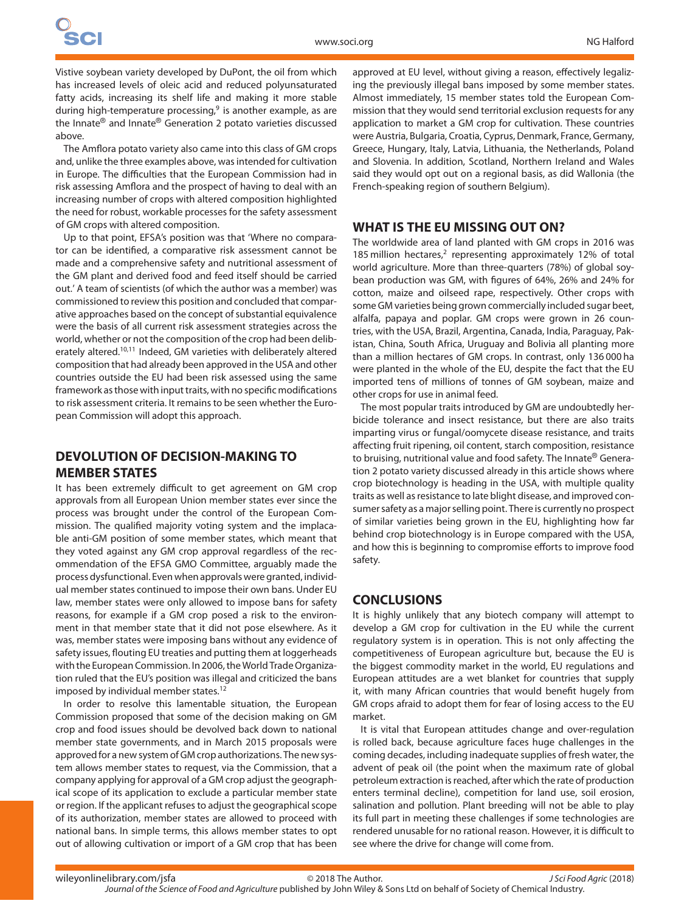Vistive soybean variety developed by DuPont, the oil from which has increased levels of oleic acid and reduced polyunsaturated fatty acids, increasing its shelf life and making it more stable during high-temperature processing,[9] is another example, as are the Innate® and Innate® Generation 2 potato varieties discussed above.

The Amflora potato variety also came into this class of GM crops and, unlike the three examples above, was intended for cultivation in Europe. The difficulties that the European Commission had in risk assessing Amflora and the prospect of having to deal with an increasing number of crops with altered composition highlighted the need for robust, workable processes for the safety assessment of GM crops with altered composition.

Up to that point, EFSA's position was that 'Where no comparator can be identified, a comparative risk assessment cannot be made and a comprehensive safety and nutritional assessment of the GM plant and derived food and feed itself should be carried out.' A team of scientists (of which the author was a member) was commissioned to review this position and concluded that comparative approaches based on the concept of substantial equivalence were the basis of all current risk assessment strategies across the world, whether or not the composition of the crop had been deliberately altered.[10,11] Indeed, GM varieties with deliberately altered composition that had already been approved in the USA and other countries outside the EU had been risk assessed using the same framework as those with input traits, with no specific modifications to risk assessment criteria. It remains to be seen whether the European Commission will adopt this approach.

## DEVOLUTION OF DECISION-MAKING TO MEMBER STATES

It has been extremely difficult to get agreement on GM crop approvals from all European Union member states ever since the process was brought under the control of the European Commission. The qualified majority voting system and the implacable anti-GM position of some member states, which meant that they voted against any GM crop approval regardless of the recommendation of the EFSA GMO Committee, arguably made the process dysfunctional. Even when approvals were granted, individual member states continued to impose their own bans. Under EU law, member states were only allowed to impose bans for safety reasons, for example if a GM crop posed a risk to the environment in that member state that it did not pose elsewhere. As it was, member states were imposing bans without any evidence of safety issues, flouting EU treaties and putting them at loggerheads with the European Commission. In 2006, the World Trade Organization ruled that the EU's position was illegal and criticized the bans imposed by individual member states.[12]

In order to resolve this lamentable situation, the European Commission proposed that some of the decision making on GM crop and food issues should be devolved back down to national member state governments, and in March 2015 proposals were approved for a new system of GM crop authorizations. The new system allows member states to request, via the Commission, that a company applying for approval of a GM crop adjust the geographical scope of its application to exclude a particular member state or region. If the applicant refuses to adjust the geographical scope of its authorization, member states are allowed to proceed with national bans. In simple terms, this allows member states to opt out of allowing cultivation or import of a GM crop that has been approved at EU level, without giving a reason, effectively legalizing the previously illegal bans imposed by some member states. Almost immediately, 15 member states told the European Commission that they would send territorial exclusion requests for any application to market a GM crop for cultivation. These countries were Austria, Bulgaria, Croatia, Cyprus, Denmark, France, Germany, Greece, Hungary, Italy, Latvia, Lithuania, the Netherlands, Poland and Slovenia. In addition, Scotland, Northern Ireland and Wales said they would opt out on a regional basis, as did Wallonia (the French-speaking region of southern Belgium).

## WHAT IS THE EU MISSING OUT ON?

The worldwide area of land planted with GM crops in 2016 was 185 million hectares,[2] representing approximately 12% of total world agriculture. More than three-quarters (78%) of global soybean production was GM, with figures of 64%, 26% and 24% for cotton, maize and oilseed rape, respectively. Other crops with some GM varieties being grown commercially included sugar beet, alfalfa, papaya and poplar. GM crops were grown in 26 countries, with the USA, Brazil, Argentina, Canada, India, Paraguay, Pakistan, China, South Africa, Uruguay and Bolivia all planting more than a million hectares of GM crops. In contrast, only 136 000 ha were planted in the whole of the EU, despite the fact that the EU imported tens of millions of tonnes of GM soybean, maize and other crops for use in animal feed.

The most popular traits introduced by GM are undoubtedly herbicide tolerance and insect resistance, but there are also traits imparting virus or fungal/oomycete disease resistance, and traits affecting fruit ripening, oil content, starch composition, resistance to bruising, nutritional value and food safety. The Innate® Generation 2 potato variety discussed already in this article shows where crop biotechnology is heading in the USA, with multiple quality traits as well as resistance to late blight disease, and improved consumer safety as a major selling point. There is currently no prospect of similar varieties being grown in the EU, highlighting how far behind crop biotechnology is in Europe compared with the USA, and how this is beginning to compromise efforts to improve food safety.

## CONCLUSIONS

It is highly unlikely that any biotech company will attempt to develop a GM crop for cultivation in the EU while the current regulatory system is in operation. This is not only affecting the competitiveness of European agriculture but, because the EU is the biggest commodity market in the world, EU regulations and European attitudes are a wet blanket for countries that supply it, with many African countries that would benefit hugely from GM crops afraid to adopt them for fear of losing access to the EU market.

It is vital that European attitudes change and over-regulation is rolled back, because agriculture faces huge challenges in the coming decades, including inadequate supplies of fresh water, the advent of peak oil (the point when the maximum rate of global petroleum extraction is reached, after which the rate of production enters terminal decline), competition for land use, soil erosion, salination and pollution. Plant breeding will not be able to play its full part in meeting these challenges if some technologies are rendered unusable for no rational reason. However, it is difficult to see where the drive for change will come from.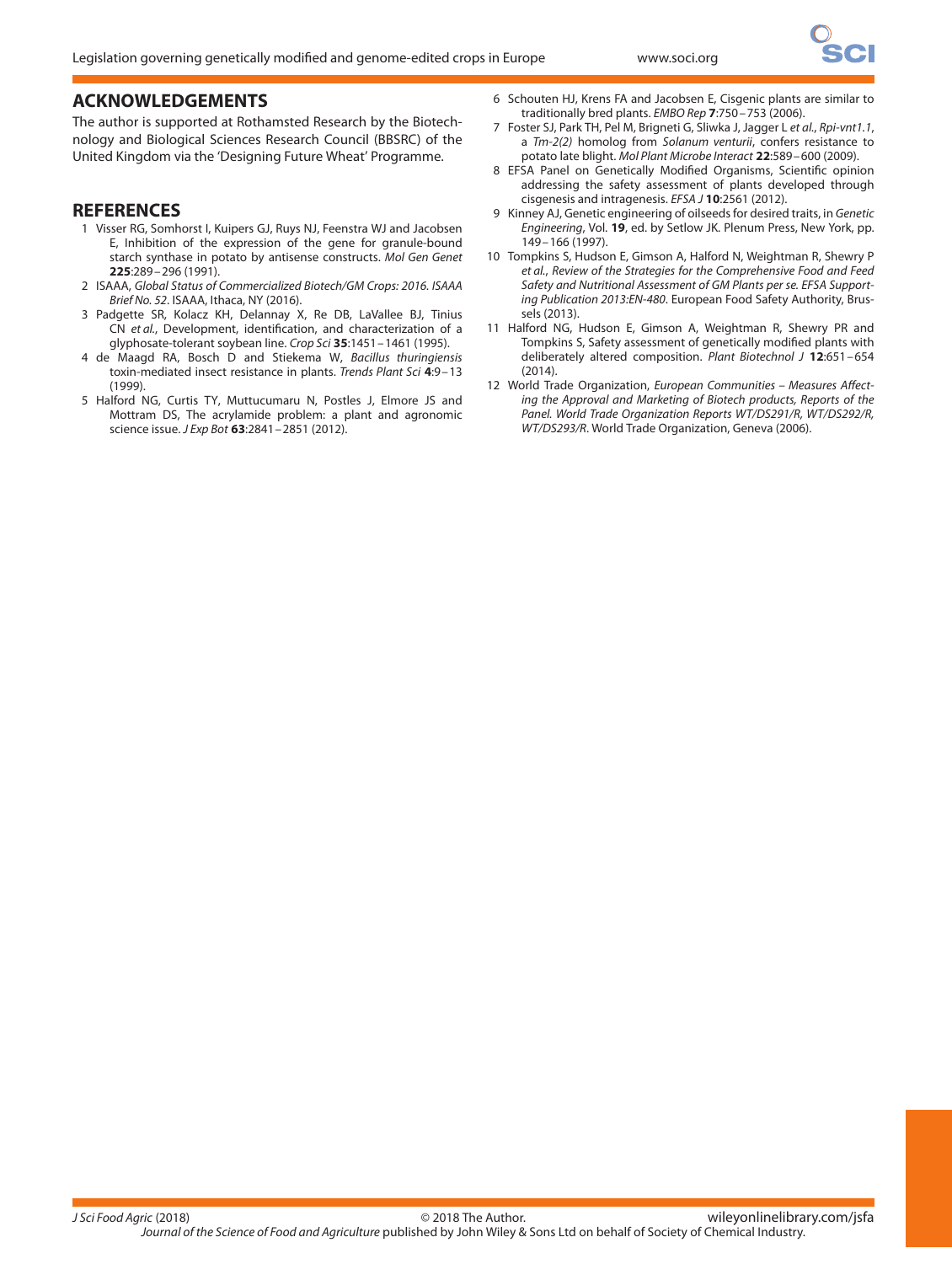## ACKNOWLEDGEMENTS

The author is supported at Rothamsted Research by the Biotechnology and Biological Sciences Research Council (BBSRC) of the United Kingdom via the 'Designing Future Wheat' Programme.

## REFERENCES

1. Visser RG, Somhorst I, Kuipers GJ, Ruys NJ, Feenstra WJ and Jacobsen E, Inhibition of the expression of the gene for granule-bound starch synthase in potato by antisense constructs. *Mol Gen Genet* **225**:289–296 (1991).
2. ISAAA, *Global Status of Commercialized Biotech/GM Crops: 2016. ISAAA Brief No. 52*. ISAAA, Ithaca, NY (2016).
3. Padgette SR, Kolacz KH, Delannay X, Re DB, LaVallee BJ, Tinius CN *et al.*, Development, identification, and characterization of a glyphosate-tolerant soybean line. *Crop Sci* **35**:1451–1461 (1995).
4. de Maagd RA, Bosch D and Stiekema W, *Bacillus thuringiensis* toxin-mediated insect resistance in plants. *Trends Plant Sci* **4**:9–13 (1999).
5. Halford NG, Curtis TY, Muttucumaru N, Postles J, Elmore JS and Mottram DS, The acrylamide problem: a plant and agronomic science issue. *J Exp Bot* **63**:2841–2851 (2012).
6. Schouten HJ, Krens FA and Jacobsen E, Cisgenic plants are similar to traditionally bred plants. *EMBO Rep* **7**:750–753 (2006).
7. Foster SJ, Park TH, Pel M, Brigneti G, Sliwka J, Jagger L *et al.*, *Rpi-vnt1.1*, a *Tm-2(2)* homolog from *Solanum venturii*, confers resistance to potato late blight. *Mol Plant Microbe Interact* **22**:589–600 (2009).
8. EFSA Panel on Genetically Modified Organisms, Scientific opinion addressing the safety assessment of plants developed through cisgenesis and intragenesis. *EFSA J* **10**:2561 (2012).
9. Kinney AJ, Genetic engineering of oilseeds for desired traits, in *Genetic Engineering*, Vol. **19**, ed. by Setlow JK. Plenum Press, New York, pp. 149–166 (1997).
10. Tompkins S, Hudson E, Gimson A, Halford N, Weightman R, Shewry P *et al.*, *Review of the Strategies for the Comprehensive Food and Feed Safety and Nutritional Assessment of GM Plants per se. EFSA Supporting Publication 2013:EN-480*. European Food Safety Authority, Brussels (2013).
11. Halford NG, Hudson E, Gimson A, Weightman R, Shewry PR and Tompkins S, Safety assessment of genetically modified plants with deliberately altered composition. *Plant Biotechnol J* **12**:651–654 (2014).
12. World Trade Organization, *European Communities – Measures Affecting the Approval and Marketing of Biotech products, Reports of the Panel. World Trade Organization Reports WT/DS291/R, WT/DS292/R, WT/DS293/R*. World Trade Organization, Geneva (2006).